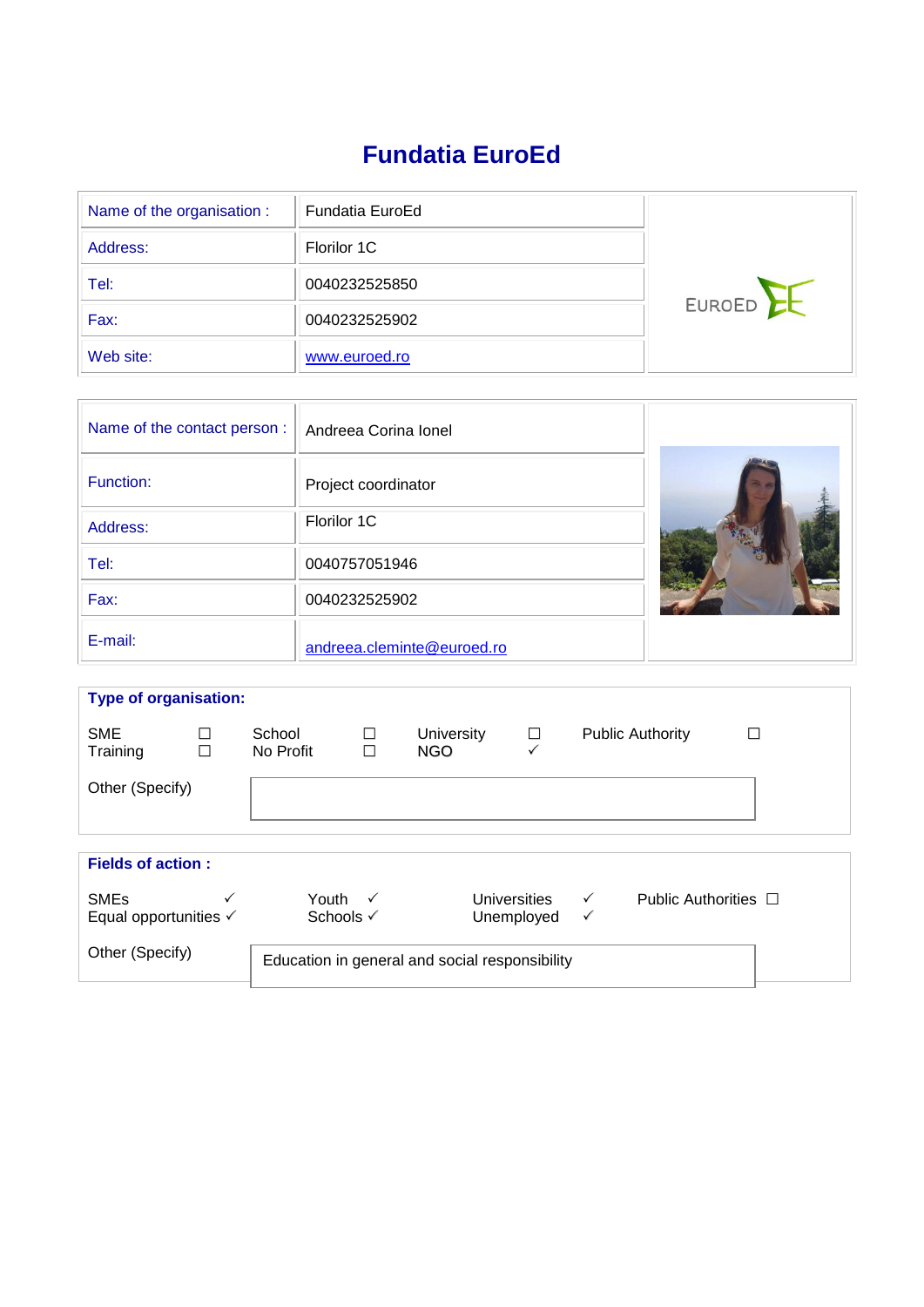# Fundatia EuroEd

| Name of the organisation : | Fundatia EuroEd |
|---|---|
| Address: | Florilor 1C |
| Tel: | 0040232525850 |
| Fax: | 0040232525902 |
| Web site: | www.euroed.ro |

| Name of the contact person : | Andreea Corina Ionel |
|---|---|
| Function: | Project coordinator |
| Address: | Florilor 1C |
| Tel: | 0040757051946 |
| Fax: | 0040232525902 |
| E-mail: | andreea.cleminte@euroed.ro |

**Type of organisation:**

| | | | | | | | |
|---|---|---|---|---|---|---|---|
| SME | ☐ | School | ☐ | University | ☐ | Public Authority | ☐ |
| Training | ☐ | No Profit | ☐ | NGO | ✓ | | |

Other (Specify)

**Fields of action :**

| | | | | | | | |
|---|---|---|---|---|---|---|---|
| SMEs | ✓ | Youth | ✓ | Universities | ✓ | Public Authorities | ☐ |
| Equal opportunities | ✓ | Schools | ✓ | Unemployed | ✓ | | |

Other (Specify): Education in general and social responsibility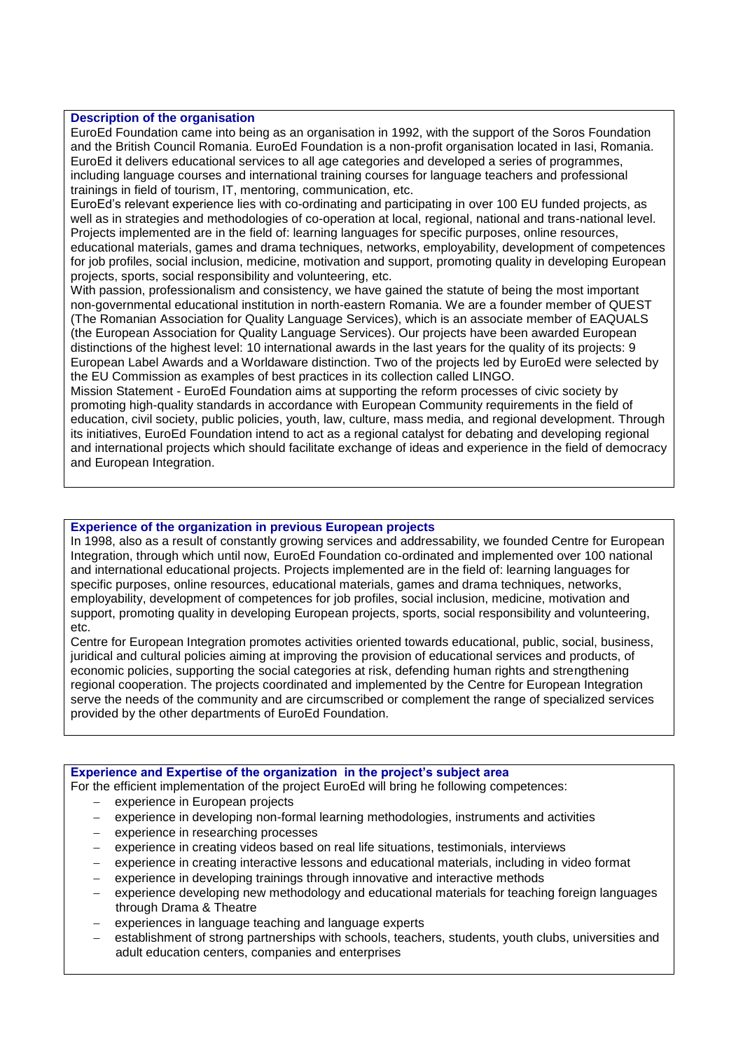**Description of the organisation**

EuroEd Foundation came into being as an organisation in 1992, with the support of the Soros Foundation and the British Council Romania. EuroEd Foundation is a non-profit organisation located in Iasi, Romania. EuroEd it delivers educational services to all age categories and developed a series of programmes, including language courses and international training courses for language teachers and professional trainings in field of tourism, IT, mentoring, communication, etc.

EuroEd's relevant experience lies with co-ordinating and participating in over 100 EU funded projects, as well as in strategies and methodologies of co-operation at local, regional, national and trans-national level. Projects implemented are in the field of: learning languages for specific purposes, online resources, educational materials, games and drama techniques, networks, employability, development of competences for job profiles, social inclusion, medicine, motivation and support, promoting quality in developing European projects, sports, social responsibility and volunteering, etc.

With passion, professionalism and consistency, we have gained the statute of being the most important non-governmental educational institution in north-eastern Romania. We are a founder member of QUEST (The Romanian Association for Quality Language Services), which is an associate member of EAQUALS (the European Association for Quality Language Services). Our projects have been awarded European distinctions of the highest level: 10 international awards in the last years for the quality of its projects: 9 European Label Awards and a Worldaware distinction. Two of the projects led by EuroEd were selected by the EU Commission as examples of best practices in its collection called LINGO.

Mission Statement - EuroEd Foundation aims at supporting the reform processes of civic society by promoting high-quality standards in accordance with European Community requirements in the field of education, civil society, public policies, youth, law, culture, mass media, and regional development. Through its initiatives, EuroEd Foundation intend to act as a regional catalyst for debating and developing regional and international projects which should facilitate exchange of ideas and experience in the field of democracy and European Integration.

**Experience of the organization in previous European projects**

In 1998, also as a result of constantly growing services and addressability, we founded Centre for European Integration, through which until now, EuroEd Foundation co-ordinated and implemented over 100 national and international educational projects. Projects implemented are in the field of: learning languages for specific purposes, online resources, educational materials, games and drama techniques, networks, employability, development of competences for job profiles, social inclusion, medicine, motivation and support, promoting quality in developing European projects, sports, social responsibility and volunteering, etc.

Centre for European Integration promotes activities oriented towards educational, public, social, business, juridical and cultural policies aiming at improving the provision of educational services and products, of economic policies, supporting the social categories at risk, defending human rights and strengthening regional cooperation. The projects coordinated and implemented by the Centre for European Integration serve the needs of the community and are circumscribed or complement the range of specialized services provided by the other departments of EuroEd Foundation.

**Experience and Expertise of the organization in the project's subject area**

For the efficient implementation of the project EuroEd will bring he following competences:

- experience in European projects
- experience in developing non-formal learning methodologies, instruments and activities
- experience in researching processes
- experience in creating videos based on real life situations, testimonials, interviews
- experience in creating interactive lessons and educational materials, including in video format
- experience in developing trainings through innovative and interactive methods
- experience developing new methodology and educational materials for teaching foreign languages through Drama & Theatre
- experiences in language teaching and language experts
- establishment of strong partnerships with schools, teachers, students, youth clubs, universities and adult education centers, companies and enterprises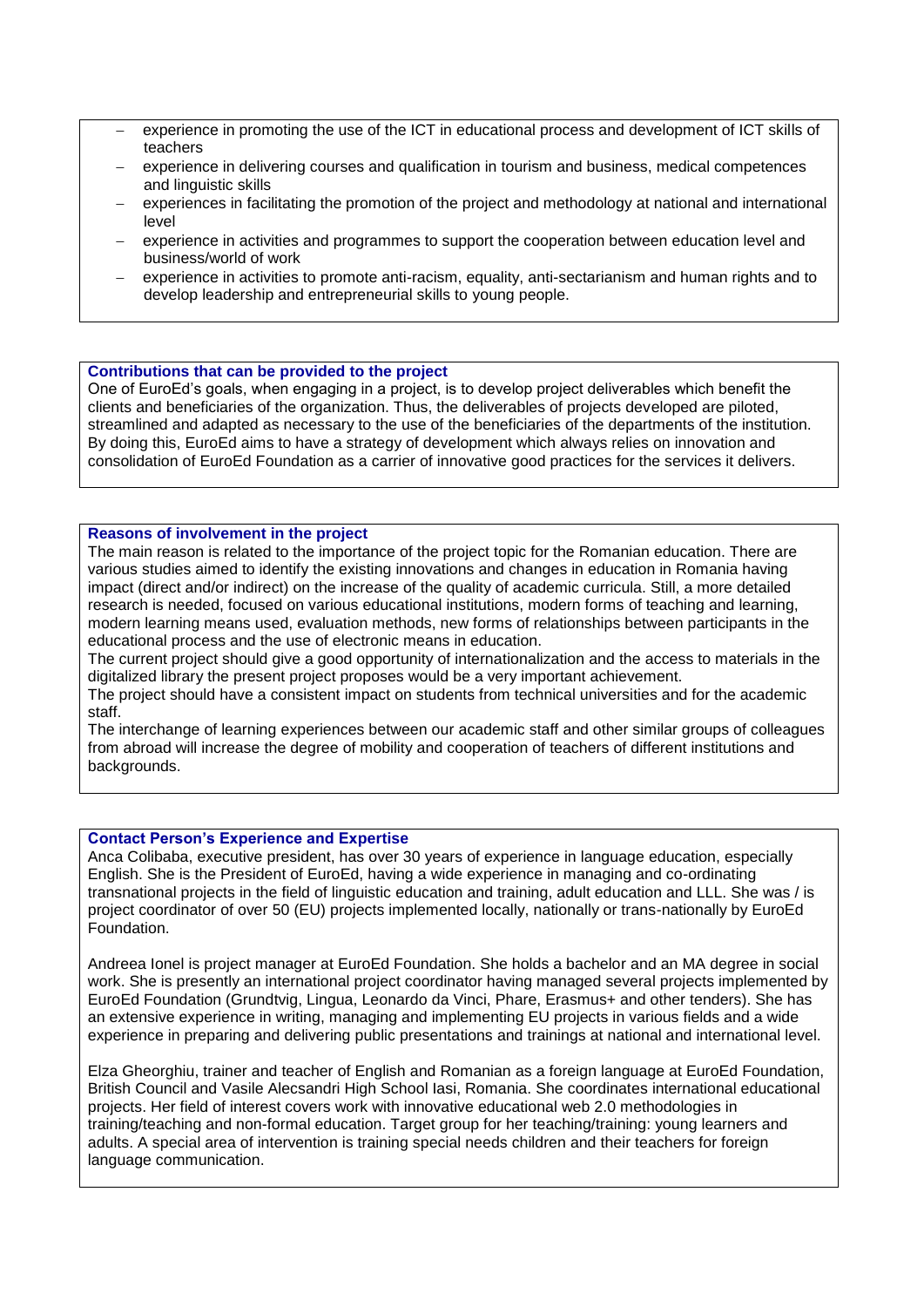- experience in promoting the use of the ICT in educational process and development of ICT skills of teachers
- experience in delivering courses and qualification in tourism and business, medical competences and linguistic skills
- experiences in facilitating the promotion of the project and methodology at national and international level
- experience in activities and programmes to support the cooperation between education level and business/world of work
- experience in activities to promote anti-racism, equality, anti-sectarianism and human rights and to develop leadership and entrepreneurial skills to young people.

**Contributions that can be provided to the project**

One of EuroEd's goals, when engaging in a project, is to develop project deliverables which benefit the clients and beneficiaries of the organization. Thus, the deliverables of projects developed are piloted, streamlined and adapted as necessary to the use of the beneficiaries of the departments of the institution. By doing this, EuroEd aims to have a strategy of development which always relies on innovation and consolidation of EuroEd Foundation as a carrier of innovative good practices for the services it delivers.

**Reasons of involvement in the project**

The main reason is related to the importance of the project topic for the Romanian education. There are various studies aimed to identify the existing innovations and changes in education in Romania having impact (direct and/or indirect) on the increase of the quality of academic curricula. Still, a more detailed research is needed, focused on various educational institutions, modern forms of teaching and learning, modern learning means used, evaluation methods, new forms of relationships between participants in the educational process and the use of electronic means in education.

The current project should give a good opportunity of internationalization and the access to materials in the digitalized library the present project proposes would be a very important achievement.

The project should have a consistent impact on students from technical universities and for the academic staff.

The interchange of learning experiences between our academic staff and other similar groups of colleagues from abroad will increase the degree of mobility and cooperation of teachers of different institutions and backgrounds.

**Contact Person's Experience and Expertise**

Anca Colibaba, executive president, has over 30 years of experience in language education, especially English. She is the President of EuroEd, having a wide experience in managing and co-ordinating transnational projects in the field of linguistic education and training, adult education and LLL. She was / is project coordinator of over 50 (EU) projects implemented locally, nationally or trans-nationally by EuroEd Foundation.

Andreea Ionel is project manager at EuroEd Foundation. She holds a bachelor and an MA degree in social work. She is presently an international project coordinator having managed several projects implemented by EuroEd Foundation (Grundtvig, Lingua, Leonardo da Vinci, Phare, Erasmus+ and other tenders). She has an extensive experience in writing, managing and implementing EU projects in various fields and a wide experience in preparing and delivering public presentations and trainings at national and international level.

Elza Gheorghiu, trainer and teacher of English and Romanian as a foreign language at EuroEd Foundation, British Council and Vasile Alecsandri High School Iasi, Romania. She coordinates international educational projects. Her field of interest covers work with innovative educational web 2.0 methodologies in training/teaching and non-formal education. Target group for her teaching/training: young learners and adults. A special area of intervention is training special needs children and their teachers for foreign language communication.